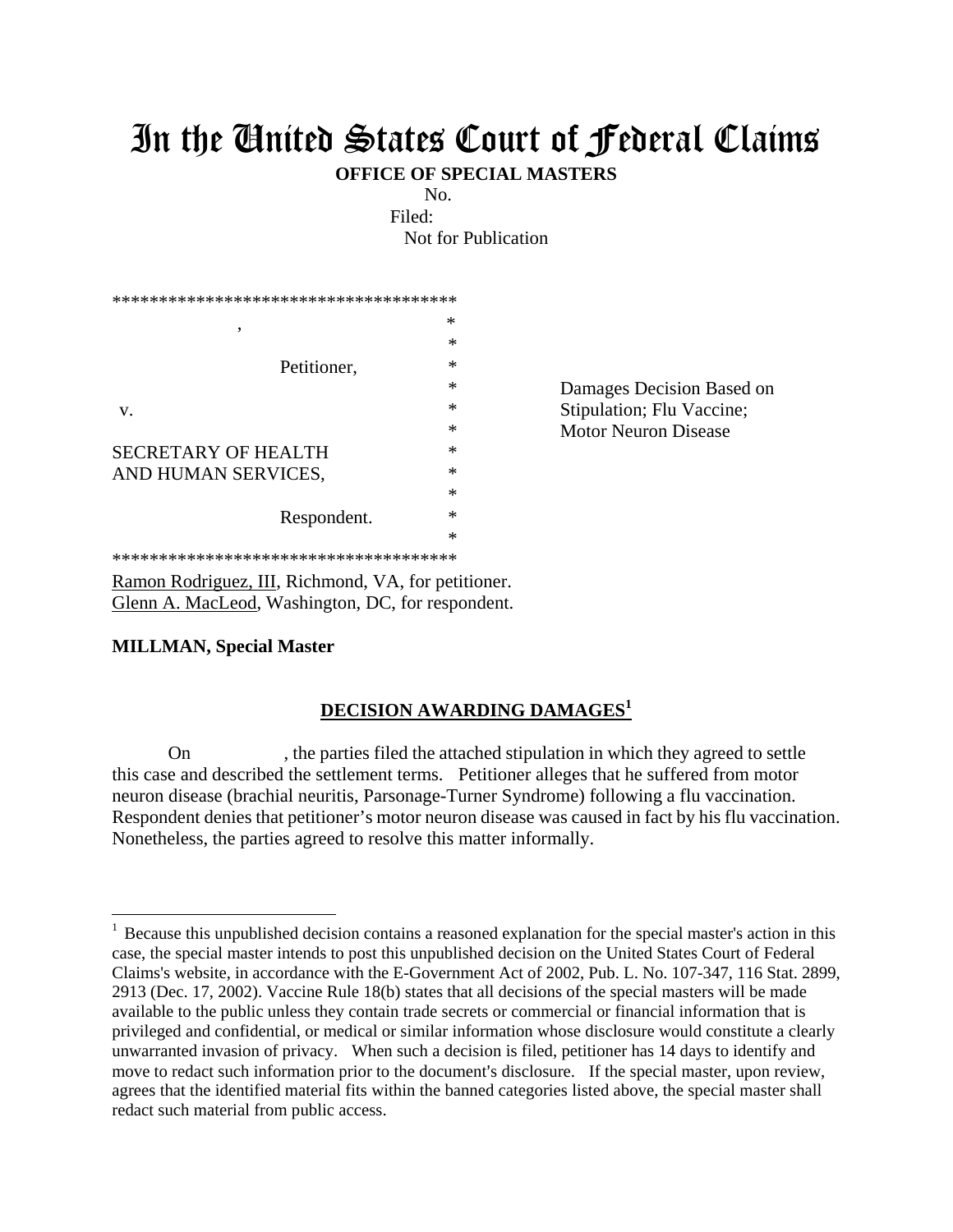# In the United States Court of Federal Claims

**OFFICE OF SPECIAL MASTERS**

No.

Filed:

Not for Publication

```
*************************************
            ,                      *
                                   *
               Petitioner,         *
                                   *
 v.                                *
                                   *
SECRETARY OF HEALTH                *
AND HUMAN SERVICES,                *
                                   *
               Respondent.         *
                                   *
*************************************
```

Damages Decision Based on Stipulation; Flu Vaccine; Motor Neuron Disease

Ramon Rodriguez, III, Richmond, VA, for petitioner.
Glenn A. MacLeod, Washington, DC, for respondent.

**MILLMAN, Special Master**

## DECISION AWARDING DAMAGES[1]

On , the parties filed the attached stipulation in which they agreed to settle this case and described the settlement terms. Petitioner alleges that he suffered from motor neuron disease (brachial neuritis, Parsonage-Turner Syndrome) following a flu vaccination. Respondent denies that petitioner's motor neuron disease was caused in fact by his flu vaccination. Nonetheless, the parties agreed to resolve this matter informally.

[1] Because this unpublished decision contains a reasoned explanation for the special master's action in this case, the special master intends to post this unpublished decision on the United States Court of Federal Claims's website, in accordance with the E-Government Act of 2002, Pub. L. No. 107-347, 116 Stat. 2899, 2913 (Dec. 17, 2002). Vaccine Rule 18(b) states that all decisions of the special masters will be made available to the public unless they contain trade secrets or commercial or financial information that is privileged and confidential, or medical or similar information whose disclosure would constitute a clearly unwarranted invasion of privacy. When such a decision is filed, petitioner has 14 days to identify and move to redact such information prior to the document's disclosure. If the special master, upon review, agrees that the identified material fits within the banned categories listed above, the special master shall redact such material from public access.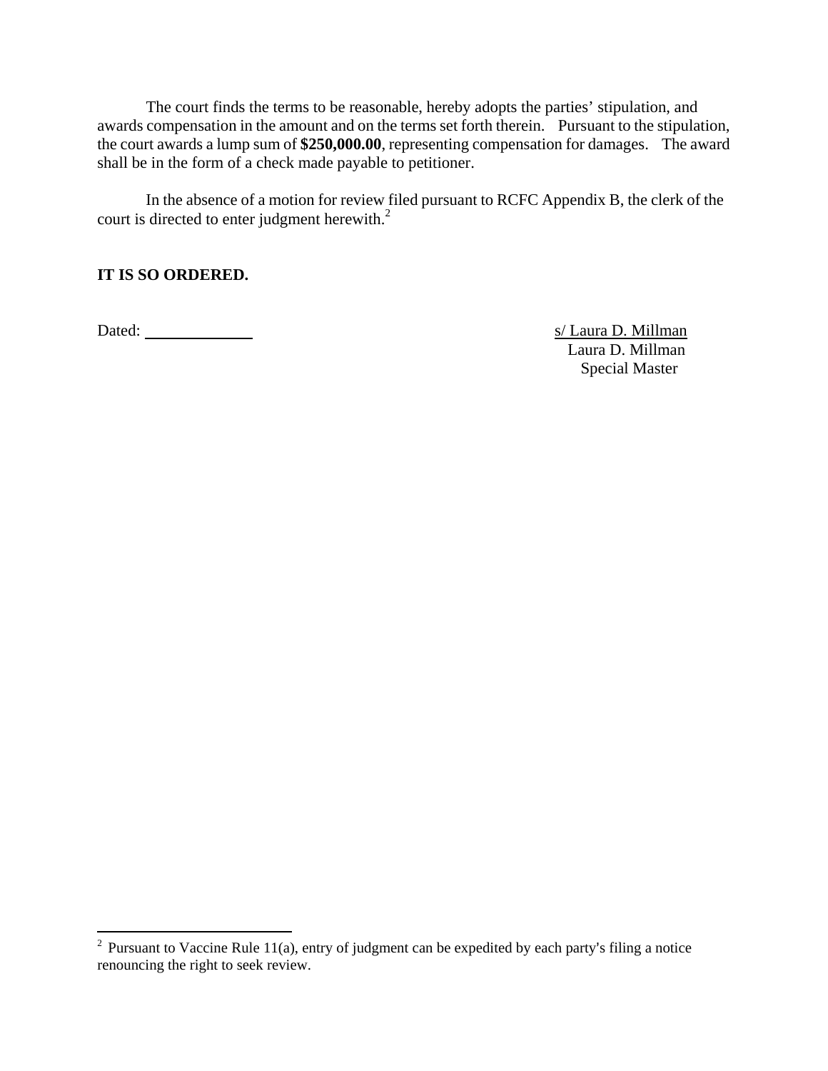The court finds the terms to be reasonable, hereby adopts the parties' stipulation, and awards compensation in the amount and on the terms set forth therein. Pursuant to the stipulation, the court awards a lump sum of **$250,000.00**, representing compensation for damages. The award shall be in the form of a check made payable to petitioner.

In the absence of a motion for review filed pursuant to RCFC Appendix B, the clerk of the court is directed to enter judgment herewith.[2]

**IT IS SO ORDERED.**

Dated: ______________

s/ Laura D. Millman
Laura D. Millman
Special Master

---

[2] Pursuant to Vaccine Rule 11(a), entry of judgment can be expedited by each party's filing a notice renouncing the right to seek review.